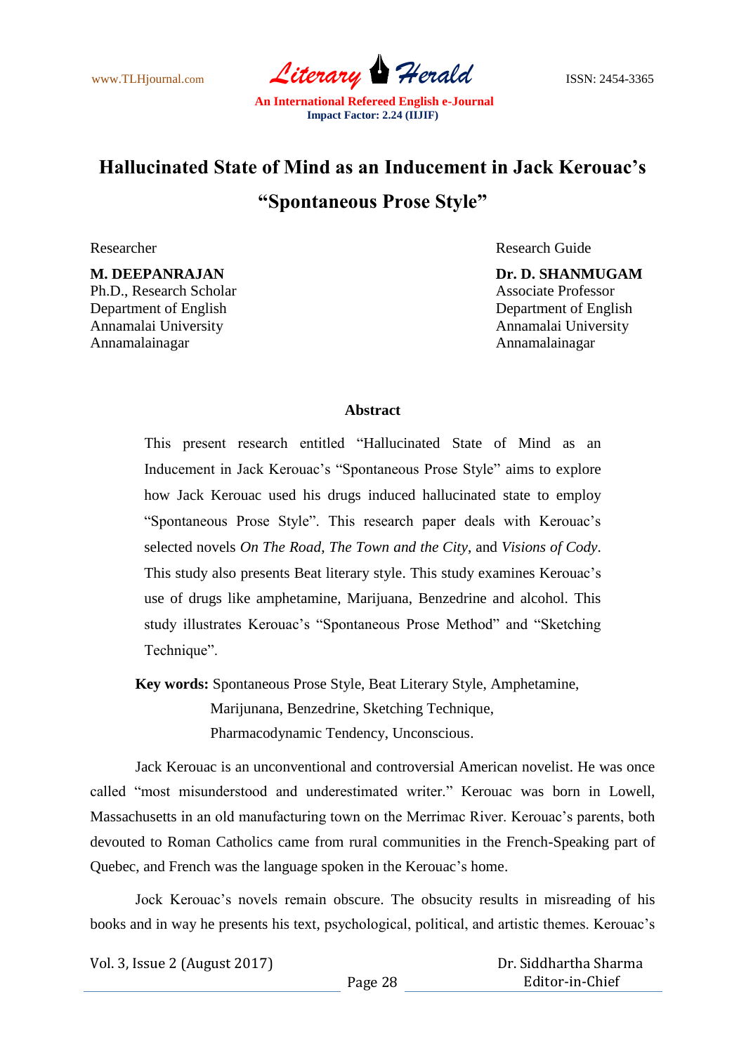# Hallucinated State of Mind as an Inducement in Jack Kerouac's "Spontaneous Prose Style"

Researcher

**M. DEEPANRAJAN**
Ph.D., Research Scholar
Department of English
Annamalai University
Annamalainagar

Research Guide

**Dr. D. SHANMUGAM**
Associate Professor
Department of English
Annamalai University
Annamalainagar

## Abstract

This present research entitled "Hallucinated State of Mind as an Inducement in Jack Kerouac's "Spontaneous Prose Style" aims to explore how Jack Kerouac used his drugs induced hallucinated state to employ "Spontaneous Prose Style". This research paper deals with Kerouac's selected novels *On The Road*, *The Town and the City*, and *Visions of Cody*. This study also presents Beat literary style. This study examines Kerouac's use of drugs like amphetamine, Marijuana, Benzedrine and alcohol. This study illustrates Kerouac's "Spontaneous Prose Method" and "Sketching Technique".

**Key words:** Spontaneous Prose Style, Beat Literary Style, Amphetamine, Marijunana, Benzedrine, Sketching Technique, Pharmacodynamic Tendency, Unconscious.

Jack Kerouac is an unconventional and controversial American novelist. He was once called "most misunderstood and underestimated writer." Kerouac was born in Lowell, Massachusetts in an old manufacturing town on the Merrimac River. Kerouac's parents, both devouted to Roman Catholics came from rural communities in the French-Speaking part of Quebec, and French was the language spoken in the Kerouac's home.

Jock Kerouac's novels remain obscure. The obsucity results in misreading of his books and in way he presents his text, psychological, political, and artistic themes. Kerouac's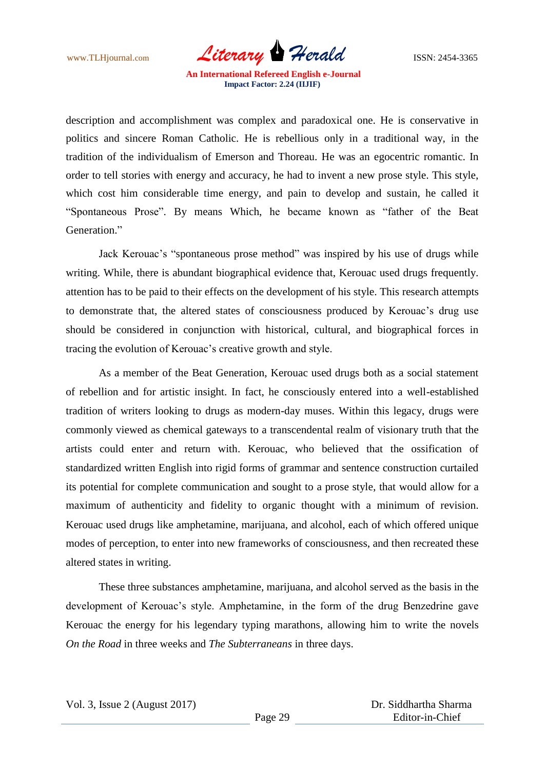description and accomplishment was complex and paradoxical one. He is conservative in politics and sincere Roman Catholic. He is rebellious only in a traditional way, in the tradition of the individualism of Emerson and Thoreau. He was an egocentric romantic. In order to tell stories with energy and accuracy, he had to invent a new prose style. This style, which cost him considerable time energy, and pain to develop and sustain, he called it "Spontaneous Prose". By means Which, he became known as "father of the Beat Generation."

Jack Kerouac's "spontaneous prose method" was inspired by his use of drugs while writing. While, there is abundant biographical evidence that, Kerouac used drugs frequently. attention has to be paid to their effects on the development of his style. This research attempts to demonstrate that, the altered states of consciousness produced by Kerouac's drug use should be considered in conjunction with historical, cultural, and biographical forces in tracing the evolution of Kerouac's creative growth and style.

As a member of the Beat Generation, Kerouac used drugs both as a social statement of rebellion and for artistic insight. In fact, he consciously entered into a well-established tradition of writers looking to drugs as modern-day muses. Within this legacy, drugs were commonly viewed as chemical gateways to a transcendental realm of visionary truth that the artists could enter and return with. Kerouac, who believed that the ossification of standardized written English into rigid forms of grammar and sentence construction curtailed its potential for complete communication and sought to a prose style, that would allow for a maximum of authenticity and fidelity to organic thought with a minimum of revision. Kerouac used drugs like amphetamine, marijuana, and alcohol, each of which offered unique modes of perception, to enter into new frameworks of consciousness, and then recreated these altered states in writing.

These three substances amphetamine, marijuana, and alcohol served as the basis in the development of Kerouac's style. Amphetamine, in the form of the drug Benzedrine gave Kerouac the energy for his legendary typing marathons, allowing him to write the novels *On the Road* in three weeks and *The Subterraneans* in three days.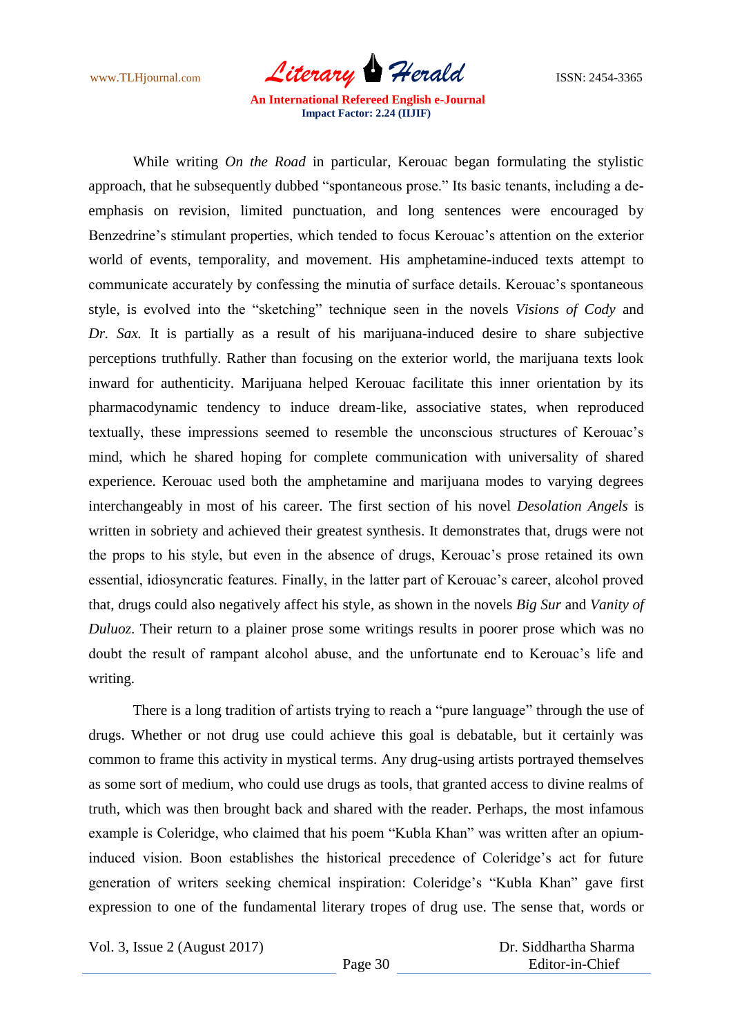While writing *On the Road* in particular, Kerouac began formulating the stylistic approach, that he subsequently dubbed "spontaneous prose." Its basic tenants, including a de-emphasis on revision, limited punctuation, and long sentences were encouraged by Benzedrine's stimulant properties, which tended to focus Kerouac's attention on the exterior world of events, temporality, and movement. His amphetamine-induced texts attempt to communicate accurately by confessing the minutia of surface details. Kerouac's spontaneous style, is evolved into the "sketching" technique seen in the novels *Visions of Cody* and *Dr. Sax.* It is partially as a result of his marijuana-induced desire to share subjective perceptions truthfully. Rather than focusing on the exterior world, the marijuana texts look inward for authenticity. Marijuana helped Kerouac facilitate this inner orientation by its pharmacodynamic tendency to induce dream-like, associative states, when reproduced textually, these impressions seemed to resemble the unconscious structures of Kerouac's mind, which he shared hoping for complete communication with universality of shared experience. Kerouac used both the amphetamine and marijuana modes to varying degrees interchangeably in most of his career. The first section of his novel *Desolation Angels* is written in sobriety and achieved their greatest synthesis. It demonstrates that, drugs were not the props to his style, but even in the absence of drugs, Kerouac's prose retained its own essential, idiosyncratic features. Finally, in the latter part of Kerouac's career, alcohol proved that, drugs could also negatively affect his style, as shown in the novels *Big Sur* and *Vanity of Duluoz*. Their return to a plainer prose some writings results in poorer prose which was no doubt the result of rampant alcohol abuse, and the unfortunate end to Kerouac's life and writing.

There is a long tradition of artists trying to reach a "pure language" through the use of drugs. Whether or not drug use could achieve this goal is debatable, but it certainly was common to frame this activity in mystical terms. Any drug-using artists portrayed themselves as some sort of medium, who could use drugs as tools, that granted access to divine realms of truth, which was then brought back and shared with the reader. Perhaps, the most infamous example is Coleridge, who claimed that his poem "Kubla Khan" was written after an opium-induced vision. Boon establishes the historical precedence of Coleridge's act for future generation of writers seeking chemical inspiration: Coleridge's "Kubla Khan" gave first expression to one of the fundamental literary tropes of drug use. The sense that, words or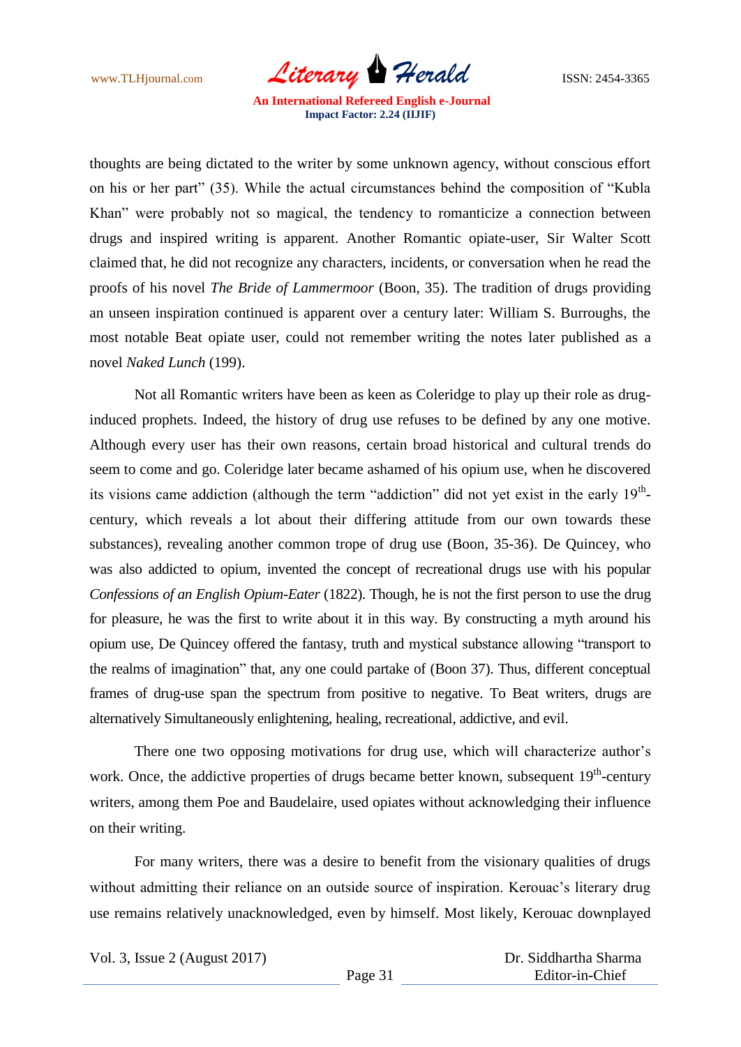thoughts are being dictated to the writer by some unknown agency, without conscious effort on his or her part" (35). While the actual circumstances behind the composition of "Kubla Khan" were probably not so magical, the tendency to romanticize a connection between drugs and inspired writing is apparent. Another Romantic opiate-user, Sir Walter Scott claimed that, he did not recognize any characters, incidents, or conversation when he read the proofs of his novel *The Bride of Lammermoor* (Boon, 35). The tradition of drugs providing an unseen inspiration continued is apparent over a century later: William S. Burroughs, the most notable Beat opiate user, could not remember writing the notes later published as a novel *Naked Lunch* (199).

Not all Romantic writers have been as keen as Coleridge to play up their role as drug-induced prophets. Indeed, the history of drug use refuses to be defined by any one motive. Although every user has their own reasons, certain broad historical and cultural trends do seem to come and go. Coleridge later became ashamed of his opium use, when he discovered its visions came addiction (although the term "addiction" did not yet exist in the early 19th-century, which reveals a lot about their differing attitude from our own towards these substances), revealing another common trope of drug use (Boon, 35-36). De Quincey, who was also addicted to opium, invented the concept of recreational drugs use with his popular *Confessions of an English Opium-Eater* (1822). Though, he is not the first person to use the drug for pleasure, he was the first to write about it in this way. By constructing a myth around his opium use, De Quincey offered the fantasy, truth and mystical substance allowing "transport to the realms of imagination" that, any one could partake of (Boon 37). Thus, different conceptual frames of drug-use span the spectrum from positive to negative. To Beat writers, drugs are alternatively Simultaneously enlightening, healing, recreational, addictive, and evil.

There one two opposing motivations for drug use, which will characterize author's work. Once, the addictive properties of drugs became better known, subsequent 19th-century writers, among them Poe and Baudelaire, used opiates without acknowledging their influence on their writing.

For many writers, there was a desire to benefit from the visionary qualities of drugs without admitting their reliance on an outside source of inspiration. Kerouac's literary drug use remains relatively unacknowledged, even by himself. Most likely, Kerouac downplayed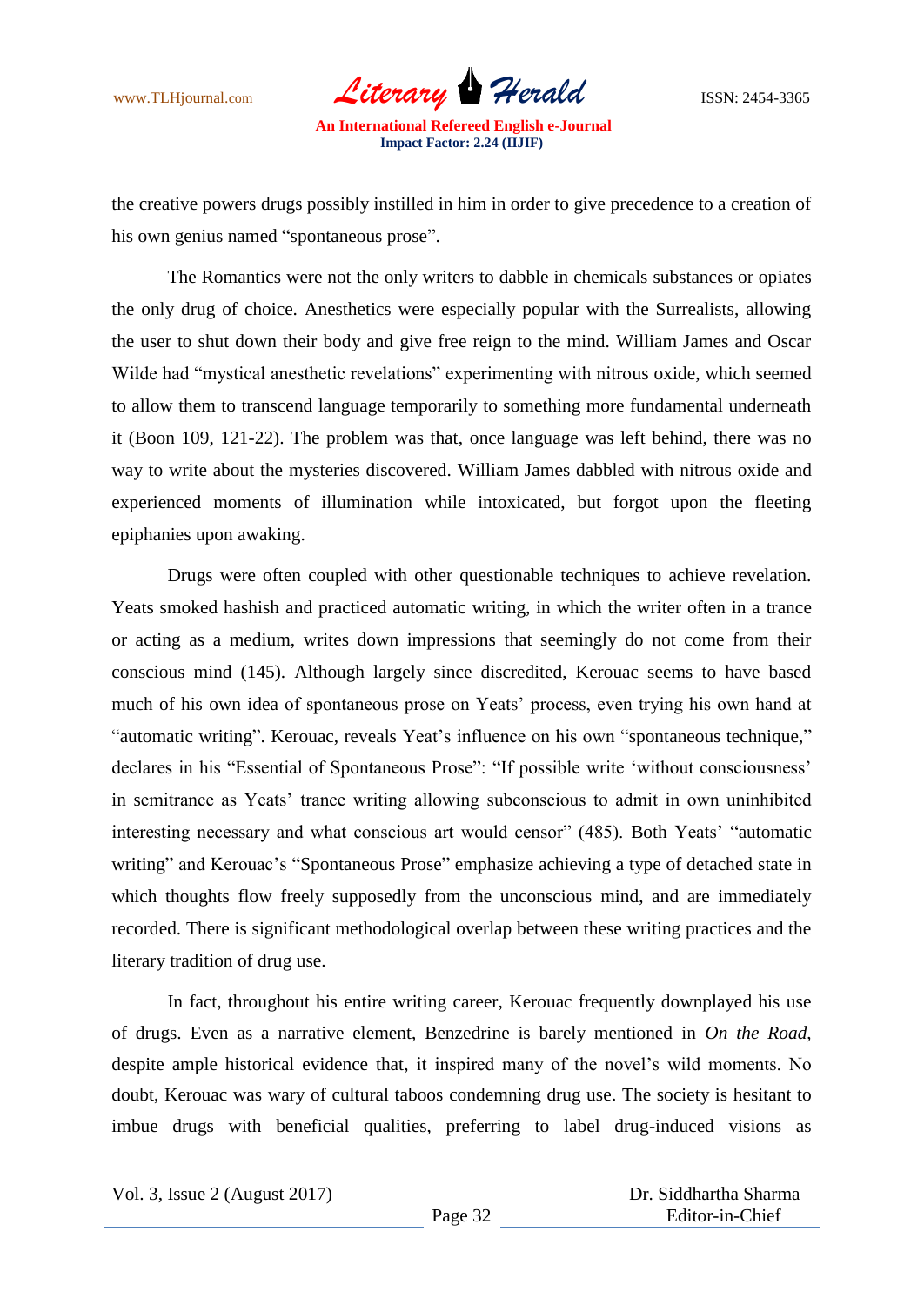the creative powers drugs possibly instilled in him in order to give precedence to a creation of his own genius named “spontaneous prose”.

The Romantics were not the only writers to dabble in chemicals substances or opiates the only drug of choice. Anesthetics were especially popular with the Surrealists, allowing the user to shut down their body and give free reign to the mind. William James and Oscar Wilde had “mystical anesthetic revelations” experimenting with nitrous oxide, which seemed to allow them to transcend language temporarily to something more fundamental underneath it (Boon 109, 121-22). The problem was that, once language was left behind, there was no way to write about the mysteries discovered. William James dabbled with nitrous oxide and experienced moments of illumination while intoxicated, but forgot upon the fleeting epiphanies upon awaking.

Drugs were often coupled with other questionable techniques to achieve revelation. Yeats smoked hashish and practiced automatic writing, in which the writer often in a trance or acting as a medium, writes down impressions that seemingly do not come from their conscious mind (145). Although largely since discredited, Kerouac seems to have based much of his own idea of spontaneous prose on Yeats’ process, even trying his own hand at “automatic writing”. Kerouac, reveals Yeat’s influence on his own “spontaneous technique,” declares in his “Essential of Spontaneous Prose”: “If possible write ‘without consciousness’ in semitrance as Yeats’ trance writing allowing subconscious to admit in own uninhibited interesting necessary and what conscious art would censor” (485). Both Yeats’ “automatic writing” and Kerouac’s “Spontaneous Prose” emphasize achieving a type of detached state in which thoughts flow freely supposedly from the unconscious mind, and are immediately recorded. There is significant methodological overlap between these writing practices and the literary tradition of drug use.

In fact, throughout his entire writing career, Kerouac frequently downplayed his use of drugs. Even as a narrative element, Benzedrine is barely mentioned in *On the Road*, despite ample historical evidence that, it inspired many of the novel’s wild moments. No doubt, Kerouac was wary of cultural taboos condemning drug use. The society is hesitant to imbue drugs with beneficial qualities, preferring to label drug-induced visions as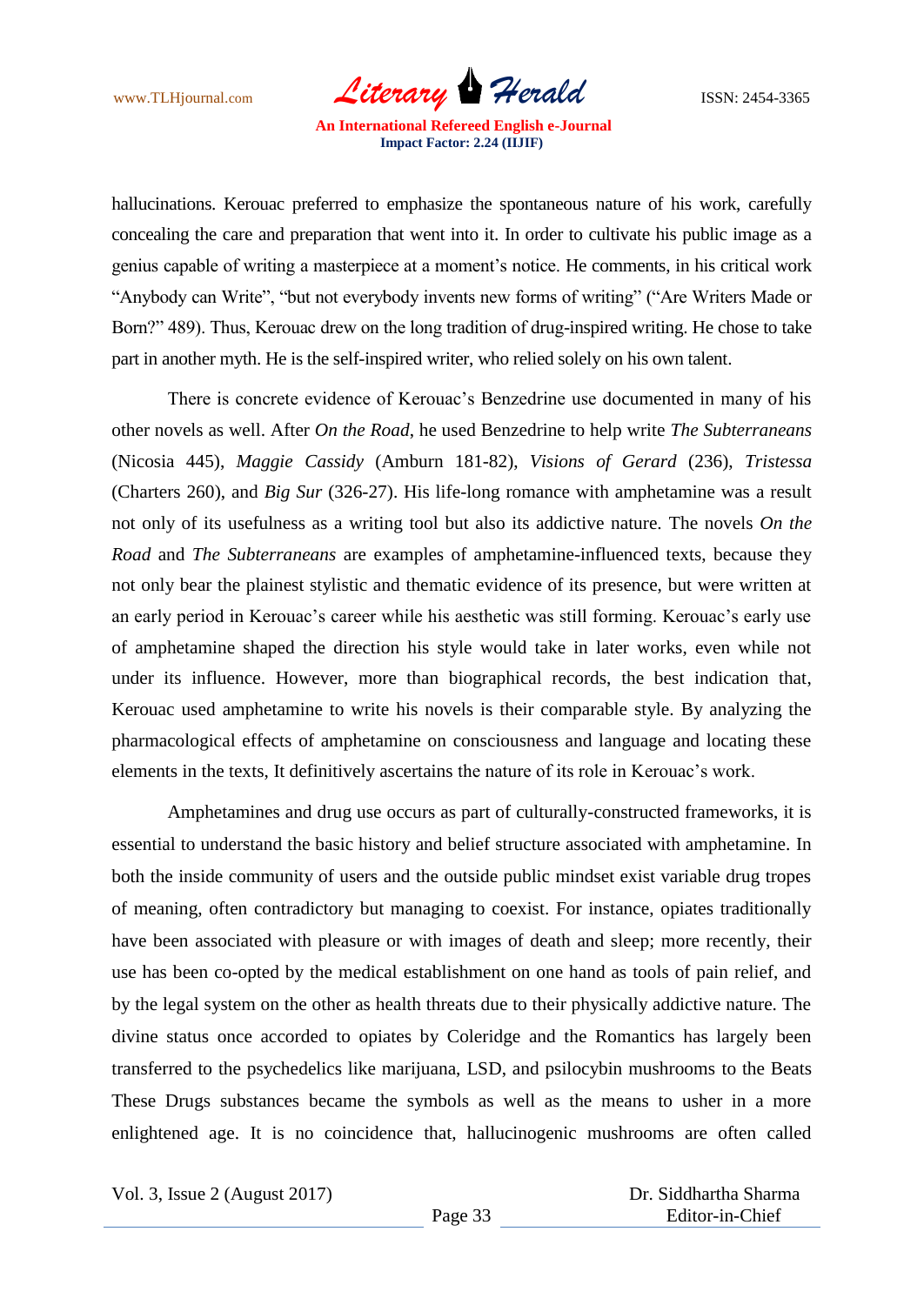hallucinations. Kerouac preferred to emphasize the spontaneous nature of his work, carefully concealing the care and preparation that went into it. In order to cultivate his public image as a genius capable of writing a masterpiece at a moment's notice. He comments, in his critical work "Anybody can Write", "but not everybody invents new forms of writing" ("Are Writers Made or Born?" 489). Thus, Kerouac drew on the long tradition of drug-inspired writing. He chose to take part in another myth. He is the self-inspired writer, who relied solely on his own talent.

There is concrete evidence of Kerouac's Benzedrine use documented in many of his other novels as well. After *On the Road*, he used Benzedrine to help write *The Subterraneans* (Nicosia 445), *Maggie Cassidy* (Amburn 181-82), *Visions of Gerard* (236), *Tristessa* (Charters 260), and *Big Sur* (326-27). His life-long romance with amphetamine was a result not only of its usefulness as a writing tool but also its addictive nature. The novels *On the Road* and *The Subterraneans* are examples of amphetamine-influenced texts, because they not only bear the plainest stylistic and thematic evidence of its presence, but were written at an early period in Kerouac's career while his aesthetic was still forming. Kerouac's early use of amphetamine shaped the direction his style would take in later works, even while not under its influence. However, more than biographical records, the best indication that, Kerouac used amphetamine to write his novels is their comparable style. By analyzing the pharmacological effects of amphetamine on consciousness and language and locating these elements in the texts, It definitively ascertains the nature of its role in Kerouac's work.

Amphetamines and drug use occurs as part of culturally-constructed frameworks, it is essential to understand the basic history and belief structure associated with amphetamine. In both the inside community of users and the outside public mindset exist variable drug tropes of meaning, often contradictory but managing to coexist. For instance, opiates traditionally have been associated with pleasure or with images of death and sleep; more recently, their use has been co-opted by the medical establishment on one hand as tools of pain relief, and by the legal system on the other as health threats due to their physically addictive nature. The divine status once accorded to opiates by Coleridge and the Romantics has largely been transferred to the psychedelics like marijuana, LSD, and psilocybin mushrooms to the Beats These Drugs substances became the symbols as well as the means to usher in a more enlightened age. It is no coincidence that, hallucinogenic mushrooms are often called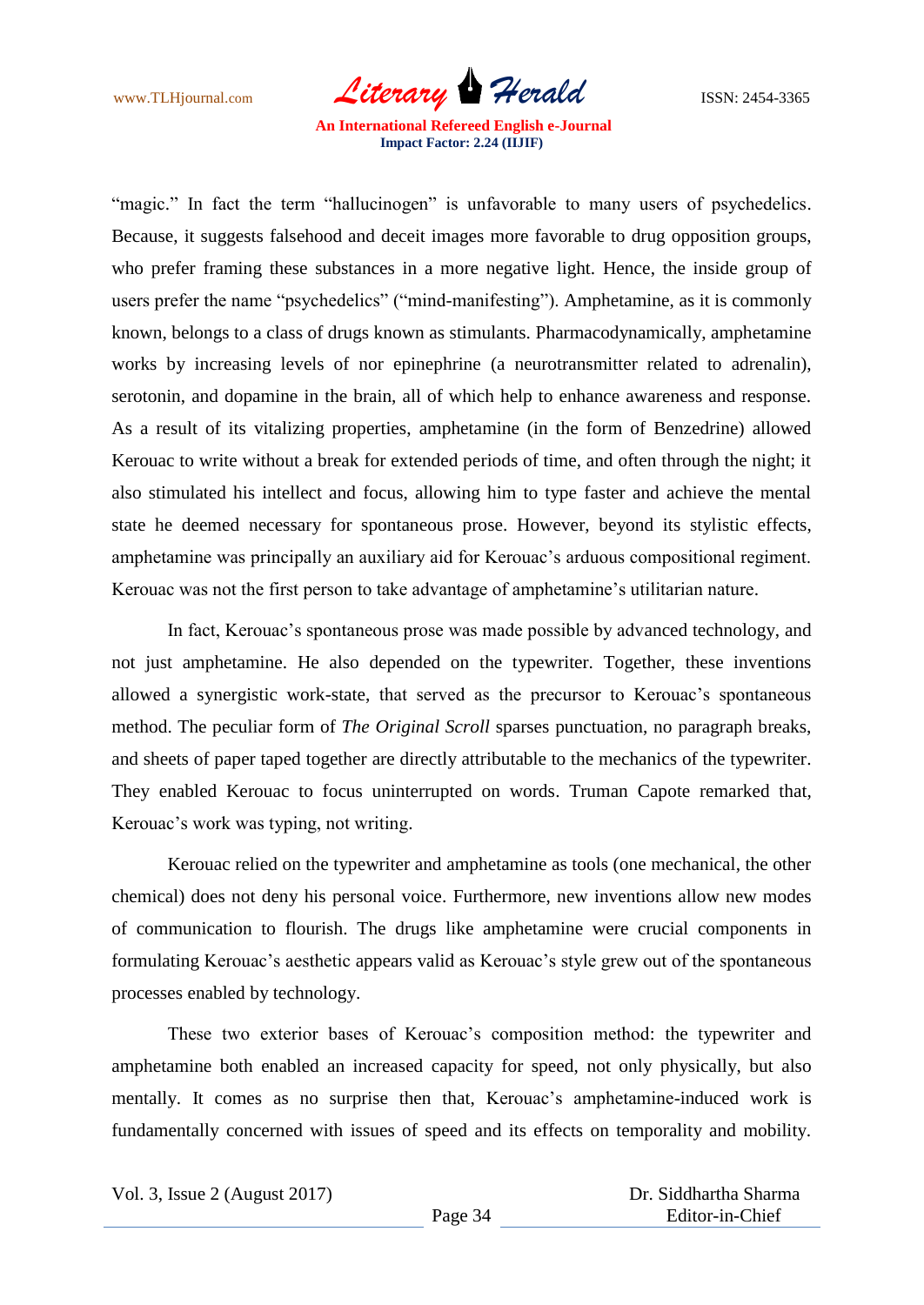"magic." In fact the term "hallucinogen" is unfavorable to many users of psychedelics. Because, it suggests falsehood and deceit images more favorable to drug opposition groups, who prefer framing these substances in a more negative light. Hence, the inside group of users prefer the name "psychedelics" ("mind-manifesting"). Amphetamine, as it is commonly known, belongs to a class of drugs known as stimulants. Pharmacodynamically, amphetamine works by increasing levels of nor epinephrine (a neurotransmitter related to adrenalin), serotonin, and dopamine in the brain, all of which help to enhance awareness and response. As a result of its vitalizing properties, amphetamine (in the form of Benzedrine) allowed Kerouac to write without a break for extended periods of time, and often through the night; it also stimulated his intellect and focus, allowing him to type faster and achieve the mental state he deemed necessary for spontaneous prose. However, beyond its stylistic effects, amphetamine was principally an auxiliary aid for Kerouac's arduous compositional regiment. Kerouac was not the first person to take advantage of amphetamine's utilitarian nature.

In fact, Kerouac's spontaneous prose was made possible by advanced technology, and not just amphetamine. He also depended on the typewriter. Together, these inventions allowed a synergistic work-state, that served as the precursor to Kerouac's spontaneous method. The peculiar form of *The Original Scroll* sparses punctuation, no paragraph breaks, and sheets of paper taped together are directly attributable to the mechanics of the typewriter. They enabled Kerouac to focus uninterrupted on words. Truman Capote remarked that, Kerouac's work was typing, not writing.

Kerouac relied on the typewriter and amphetamine as tools (one mechanical, the other chemical) does not deny his personal voice. Furthermore, new inventions allow new modes of communication to flourish. The drugs like amphetamine were crucial components in formulating Kerouac's aesthetic appears valid as Kerouac's style grew out of the spontaneous processes enabled by technology.

These two exterior bases of Kerouac's composition method: the typewriter and amphetamine both enabled an increased capacity for speed, not only physically, but also mentally. It comes as no surprise then that, Kerouac's amphetamine-induced work is fundamentally concerned with issues of speed and its effects on temporality and mobility.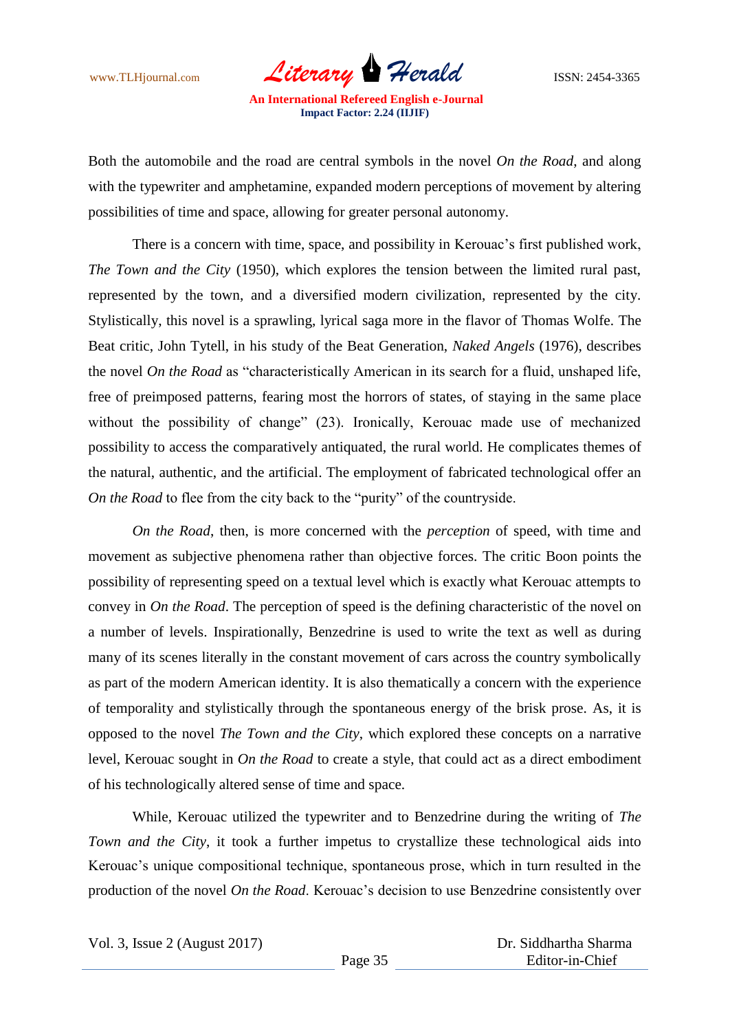Both the automobile and the road are central symbols in the novel *On the Road*, and along with the typewriter and amphetamine, expanded modern perceptions of movement by altering possibilities of time and space, allowing for greater personal autonomy.

There is a concern with time, space, and possibility in Kerouac's first published work, *The Town and the City* (1950), which explores the tension between the limited rural past, represented by the town, and a diversified modern civilization, represented by the city. Stylistically, this novel is a sprawling, lyrical saga more in the flavor of Thomas Wolfe. The Beat critic, John Tytell, in his study of the Beat Generation, *Naked Angels* (1976), describes the novel *On the Road* as "characteristically American in its search for a fluid, unshaped life, free of preimposed patterns, fearing most the horrors of states, of staying in the same place without the possibility of change" (23). Ironically, Kerouac made use of mechanized possibility to access the comparatively antiquated, the rural world. He complicates themes of the natural, authentic, and the artificial. The employment of fabricated technological offer an *On the Road* to flee from the city back to the "purity" of the countryside.

*On the Road*, then, is more concerned with the *perception* of speed, with time and movement as subjective phenomena rather than objective forces. The critic Boon points the possibility of representing speed on a textual level which is exactly what Kerouac attempts to convey in *On the Road*. The perception of speed is the defining characteristic of the novel on a number of levels. Inspirationally, Benzedrine is used to write the text as well as during many of its scenes literally in the constant movement of cars across the country symbolically as part of the modern American identity. It is also thematically a concern with the experience of temporality and stylistically through the spontaneous energy of the brisk prose. As, it is opposed to the novel *The Town and the City*, which explored these concepts on a narrative level, Kerouac sought in *On the Road* to create a style, that could act as a direct embodiment of his technologically altered sense of time and space.

While, Kerouac utilized the typewriter and to Benzedrine during the writing of *The Town and the City*, it took a further impetus to crystallize these technological aids into Kerouac's unique compositional technique, spontaneous prose, which in turn resulted in the production of the novel *On the Road*. Kerouac's decision to use Benzedrine consistently over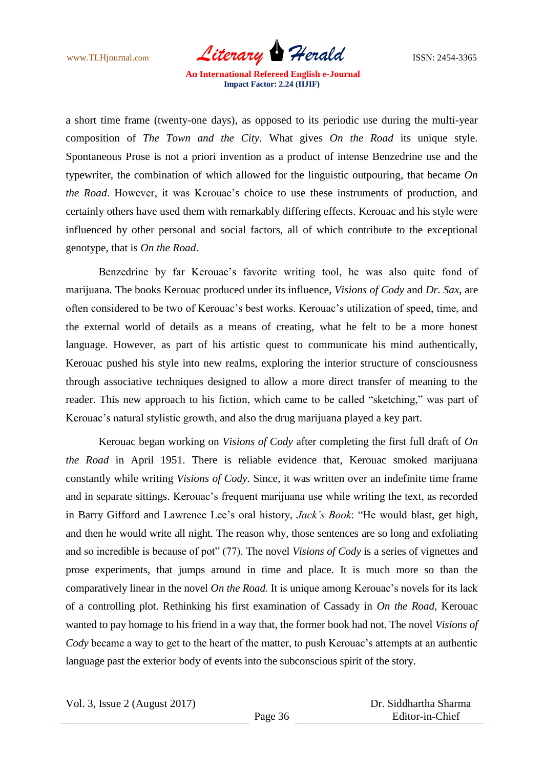a short time frame (twenty-one days), as opposed to its periodic use during the multi-year composition of *The Town and the City*. What gives *On the Road* its unique style. Spontaneous Prose is not a priori invention as a product of intense Benzedrine use and the typewriter, the combination of which allowed for the linguistic outpouring, that became *On the Road*. However, it was Kerouac's choice to use these instruments of production, and certainly others have used them with remarkably differing effects. Kerouac and his style were influenced by other personal and social factors, all of which contribute to the exceptional genotype, that is *On the Road*.

Benzedrine by far Kerouac's favorite writing tool, he was also quite fond of marijuana. The books Kerouac produced under its influence, *Visions of Cody* and *Dr. Sax*, are often considered to be two of Kerouac's best works. Kerouac's utilization of speed, time, and the external world of details as a means of creating, what he felt to be a more honest language. However, as part of his artistic quest to communicate his mind authentically, Kerouac pushed his style into new realms, exploring the interior structure of consciousness through associative techniques designed to allow a more direct transfer of meaning to the reader. This new approach to his fiction, which came to be called "sketching," was part of Kerouac's natural stylistic growth, and also the drug marijuana played a key part.

Kerouac began working on *Visions of Cody* after completing the first full draft of *On the Road* in April 1951. There is reliable evidence that, Kerouac smoked marijuana constantly while writing *Visions of Cody.* Since, it was written over an indefinite time frame and in separate sittings. Kerouac's frequent marijuana use while writing the text, as recorded in Barry Gifford and Lawrence Lee's oral history, *Jack's Book*: "He would blast, get high, and then he would write all night. The reason why, those sentences are so long and exfoliating and so incredible is because of pot" (77). The novel *Visions of Cody* is a series of vignettes and prose experiments, that jumps around in time and place. It is much more so than the comparatively linear in the novel *On the Road*. It is unique among Kerouac's novels for its lack of a controlling plot. Rethinking his first examination of Cassady in *On the Road*, Kerouac wanted to pay homage to his friend in a way that, the former book had not. The novel *Visions of Cody* became a way to get to the heart of the matter, to push Kerouac's attempts at an authentic language past the exterior body of events into the subconscious spirit of the story.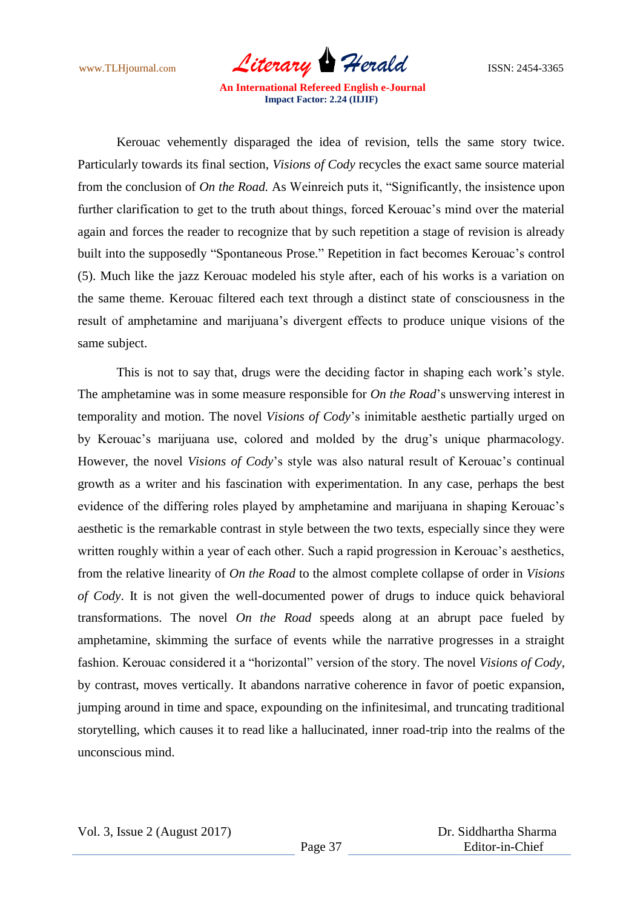Kerouac vehemently disparaged the idea of revision, tells the same story twice. Particularly towards its final section, *Visions of Cody* recycles the exact same source material from the conclusion of *On the Road.* As Weinreich puts it, "Significantly, the insistence upon further clarification to get to the truth about things, forced Kerouac's mind over the material again and forces the reader to recognize that by such repetition a stage of revision is already built into the supposedly "Spontaneous Prose." Repetition in fact becomes Kerouac's control (5). Much like the jazz Kerouac modeled his style after, each of his works is a variation on the same theme. Kerouac filtered each text through a distinct state of consciousness in the result of amphetamine and marijuana's divergent effects to produce unique visions of the same subject.

This is not to say that, drugs were the deciding factor in shaping each work's style. The amphetamine was in some measure responsible for *On the Road*'s unswerving interest in temporality and motion. The novel *Visions of Cody*'s inimitable aesthetic partially urged on by Kerouac's marijuana use, colored and molded by the drug's unique pharmacology. However, the novel *Visions of Cody*'s style was also natural result of Kerouac's continual growth as a writer and his fascination with experimentation. In any case, perhaps the best evidence of the differing roles played by amphetamine and marijuana in shaping Kerouac's aesthetic is the remarkable contrast in style between the two texts, especially since they were written roughly within a year of each other. Such a rapid progression in Kerouac's aesthetics, from the relative linearity of *On the Road* to the almost complete collapse of order in *Visions of Cody*. It is not given the well-documented power of drugs to induce quick behavioral transformations. The novel *On the Road* speeds along at an abrupt pace fueled by amphetamine, skimming the surface of events while the narrative progresses in a straight fashion. Kerouac considered it a "horizontal" version of the story. The novel *Visions of Cody*, by contrast, moves vertically. It abandons narrative coherence in favor of poetic expansion, jumping around in time and space, expounding on the infinitesimal, and truncating traditional storytelling, which causes it to read like a hallucinated, inner road-trip into the realms of the unconscious mind.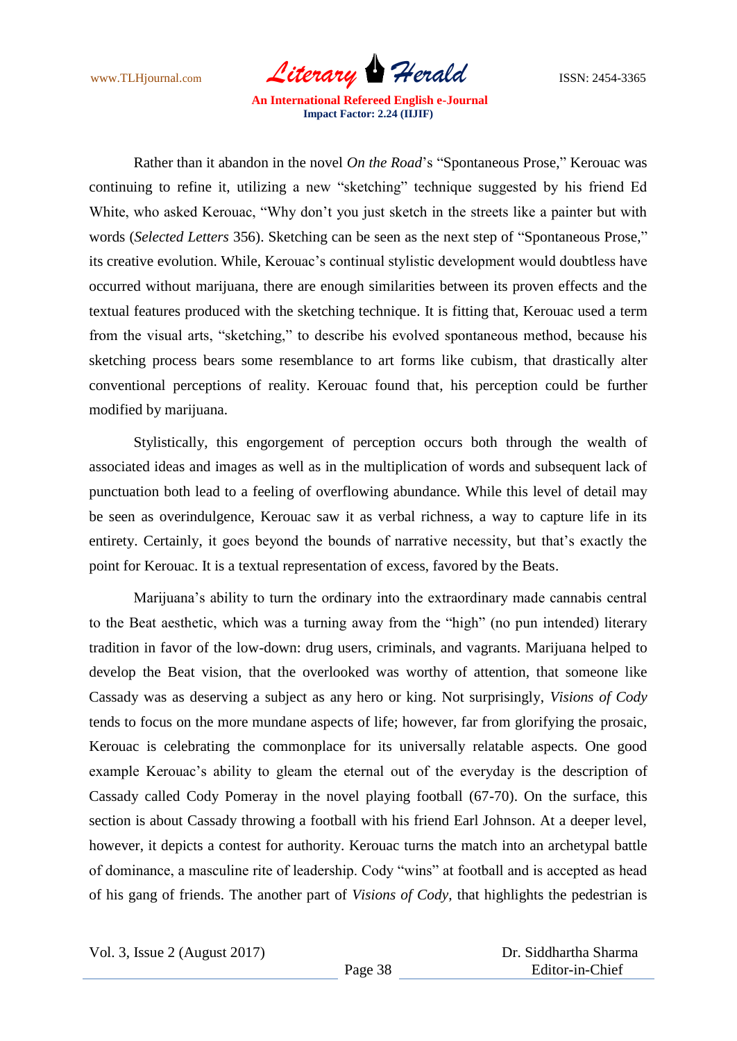Rather than it abandon in the novel *On the Road*'s "Spontaneous Prose," Kerouac was continuing to refine it, utilizing a new "sketching" technique suggested by his friend Ed White, who asked Kerouac, "Why don't you just sketch in the streets like a painter but with words (*Selected Letters* 356). Sketching can be seen as the next step of "Spontaneous Prose," its creative evolution. While, Kerouac's continual stylistic development would doubtless have occurred without marijuana, there are enough similarities between its proven effects and the textual features produced with the sketching technique. It is fitting that, Kerouac used a term from the visual arts, "sketching," to describe his evolved spontaneous method, because his sketching process bears some resemblance to art forms like cubism, that drastically alter conventional perceptions of reality. Kerouac found that, his perception could be further modified by marijuana.

Stylistically, this engorgement of perception occurs both through the wealth of associated ideas and images as well as in the multiplication of words and subsequent lack of punctuation both lead to a feeling of overflowing abundance. While this level of detail may be seen as overindulgence, Kerouac saw it as verbal richness, a way to capture life in its entirety. Certainly, it goes beyond the bounds of narrative necessity, but that's exactly the point for Kerouac. It is a textual representation of excess, favored by the Beats.

Marijuana's ability to turn the ordinary into the extraordinary made cannabis central to the Beat aesthetic, which was a turning away from the "high" (no pun intended) literary tradition in favor of the low-down: drug users, criminals, and vagrants. Marijuana helped to develop the Beat vision, that the overlooked was worthy of attention, that someone like Cassady was as deserving a subject as any hero or king. Not surprisingly, *Visions of Cody* tends to focus on the more mundane aspects of life; however, far from glorifying the prosaic, Kerouac is celebrating the commonplace for its universally relatable aspects. One good example Kerouac's ability to gleam the eternal out of the everyday is the description of Cassady called Cody Pomeray in the novel playing football (67-70). On the surface, this section is about Cassady throwing a football with his friend Earl Johnson. At a deeper level, however, it depicts a contest for authority. Kerouac turns the match into an archetypal battle of dominance, a masculine rite of leadership. Cody "wins" at football and is accepted as head of his gang of friends. The another part of *Visions of Cody,* that highlights the pedestrian is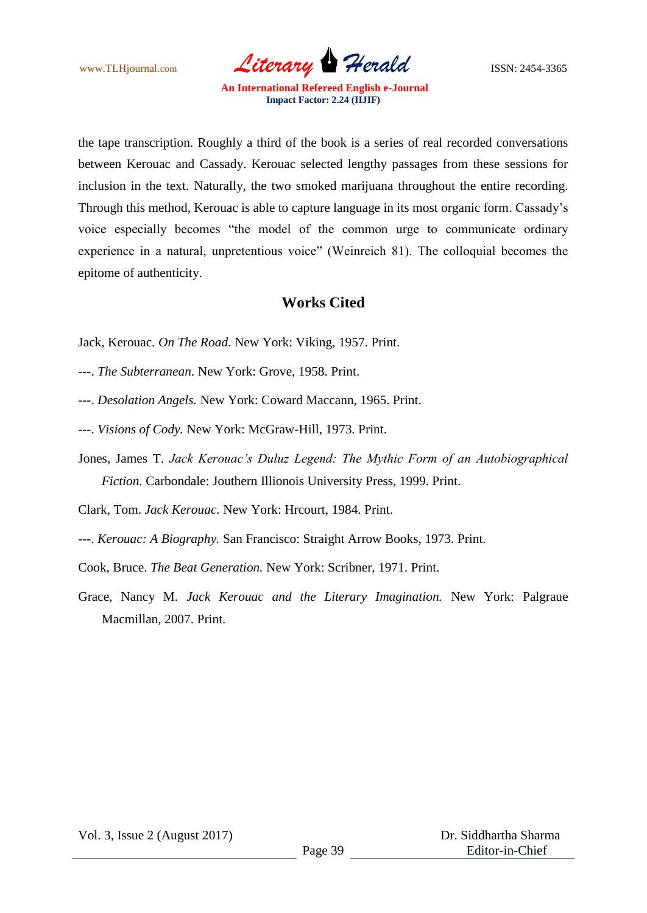the tape transcription. Roughly a third of the book is a series of real recorded conversations between Kerouac and Cassady. Kerouac selected lengthy passages from these sessions for inclusion in the text. Naturally, the two smoked marijuana throughout the entire recording. Through this method, Kerouac is able to capture language in its most organic form. Cassady's voice especially becomes "the model of the common urge to communicate ordinary experience in a natural, unpretentious voice" (Weinreich 81). The colloquial becomes the epitome of authenticity.

## Works Cited

Jack, Kerouac. *On The Road.* New York: Viking, 1957. Print.

---. *The Subterranean*. New York: Grove, 1958. Print.

---. *Desolation Angels.* New York: Coward Maccann, 1965. Print.

---. *Visions of Cody.* New York: McGraw-Hill, 1973. Print.

Jones, James T. *Jack Kerouac's Duluz Legend: The Mythic Form of an Autobiographical Fiction.* Carbondale: Jouthern Illionois University Press, 1999. Print.

Clark, Tom. *Jack Kerouac.* New York: Hrcourt, 1984. Print.

---. *Kerouac: A Biography.* San Francisco: Straight Arrow Books, 1973. Print.

Cook, Bruce. *The Beat Generation.* New York: Scribner, 1971. Print.

Grace, Nancy M. *Jack Kerouac and the Literary Imagination.* New York: Palgraue Macmillan, 2007. Print.